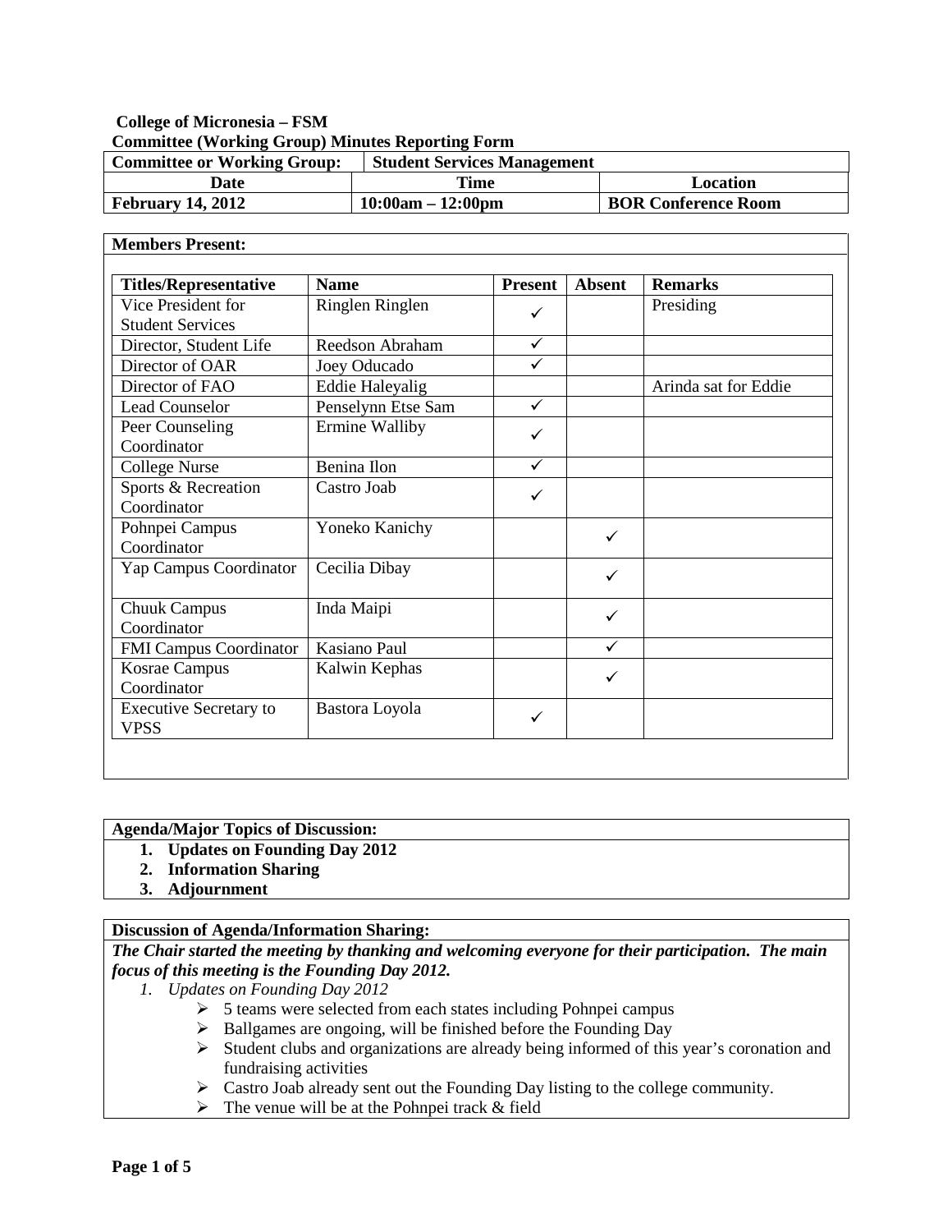**College of Micronesia – FSM**

**Committee (Working Group) Minutes Reporting Form**

| **Committee or Working Group:** | **Student Services Management** | |
|---|---|---|
| **Date** | **Time** | **Location** |
| **February 14, 2012** | **10:00am – 12:00pm** | **BOR Conference Room** |

**Members Present:**

| Titles/Representative | Name | Present | Absent | Remarks |
|---|---|---|---|---|
| Vice President for Student Services | Ringlen Ringlen | ✓ | | Presiding |
| Director, Student Life | Reedson Abraham | ✓ | | |
| Director of OAR | Joey Oducado | ✓ | | |
| Director of FAO | Eddie Haleyalig | | | Arinda sat for Eddie |
| Lead Counselor | Penselynn Etse Sam | ✓ | | |
| Peer Counseling Coordinator | Ermine Walliby | ✓ | | |
| College Nurse | Benina Ilon | ✓ | | |
| Sports & Recreation Coordinator | Castro Joab | ✓ | | |
| Pohnpei Campus Coordinator | Yoneko Kanichy | | ✓ | |
| Yap Campus Coordinator | Cecilia Dibay | | ✓ | |
| Chuuk Campus Coordinator | Inda Maipi | | ✓ | |
| FMI Campus Coordinator | Kasiano Paul | | ✓ | |
| Kosrae Campus Coordinator | Kalwin Kephas | | ✓ | |
| Executive Secretary to VPSS | Bastora Loyola | ✓ | | |

**Agenda/Major Topics of Discussion:**

1. **Updates on Founding Day 2012**
2. **Information Sharing**
3. **Adjournment**

**Discussion of Agenda/Information Sharing:**

***The Chair started the meeting by thanking and welcoming everyone for their participation. The main focus of this meeting is the Founding Day 2012.***

1. *Updates on Founding Day 2012*
   - 5 teams were selected from each states including Pohnpei campus
   - Ballgames are ongoing, will be finished before the Founding Day
   - Student clubs and organizations are already being informed of this year's coronation and fundraising activities
   - Castro Joab already sent out the Founding Day listing to the college community.
   - The venue will be at the Pohnpei track & field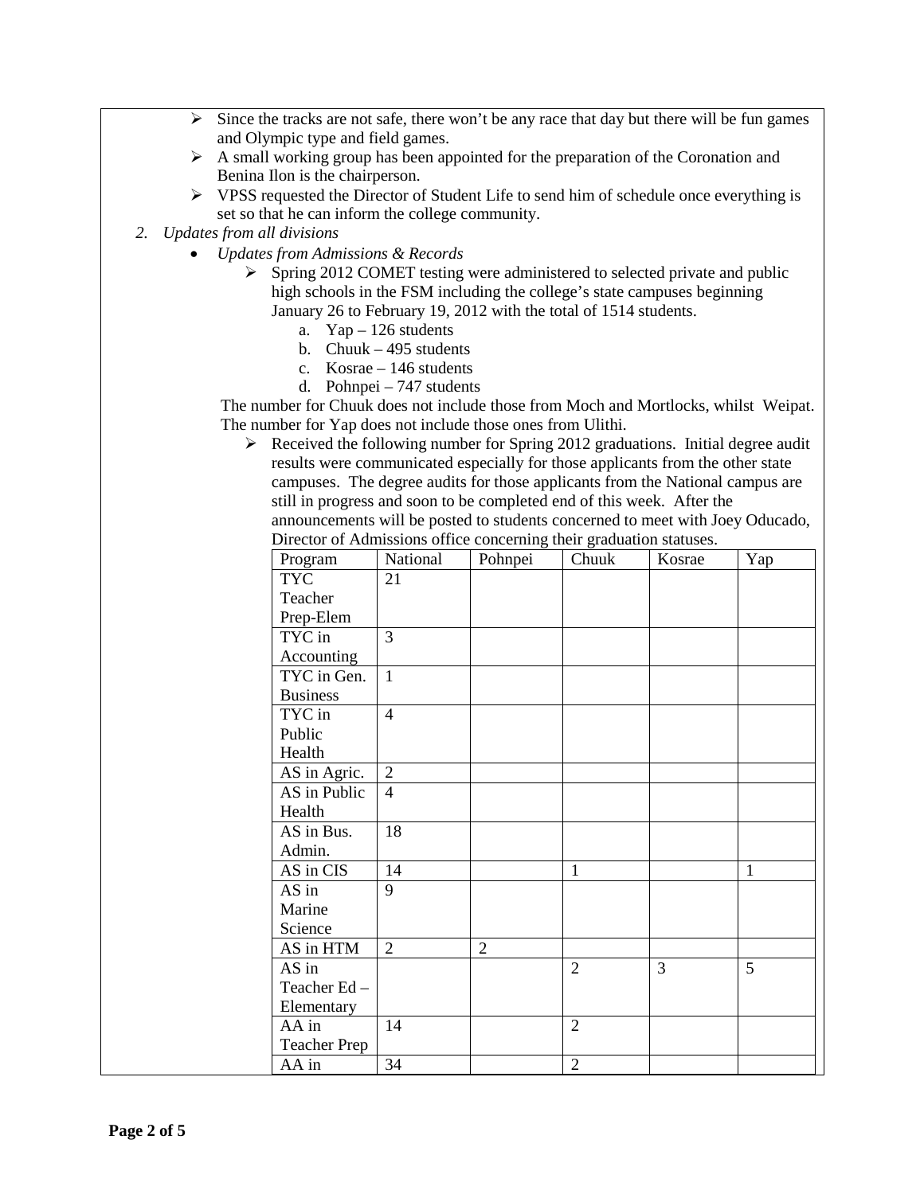- Since the tracks are not safe, there won't be any race that day but there will be fun games and Olympic type and field games.
- A small working group has been appointed for the preparation of the Coronation and Benina Ilon is the chairperson.
- VPSS requested the Director of Student Life to send him of schedule once everything is set so that he can inform the college community.

2. *Updates from all divisions*
   - *Updates from Admissions & Records*
     - Spring 2012 COMET testing were administered to selected private and public high schools in the FSM including the college's state campuses beginning January 26 to February 19, 2012 with the total of 1514 students.
       a. Yap – 126 students
       b. Chuuk – 495 students
       c. Kosrae – 146 students
       d. Pohnpei – 747 students

     The number for Chuuk does not include those from Moch and Mortlocks, whilst Weipat. The number for Yap does not include those ones from Ulithi.

     - Received the following number for Spring 2012 graduations. Initial degree audit results were communicated especially for those applicants from the other state campuses. The degree audits for those applicants from the National campus are still in progress and soon to be completed end of this week. After the announcements will be posted to students concerned to meet with Joey Oducado, Director of Admissions office concerning their graduation statuses.

| Program | National | Pohnpei | Chuuk | Kosrae | Yap |
|---|---|---|---|---|---|
| TYC Teacher Prep-Elem | 21 | | | | |
| TYC in Accounting | 3 | | | | |
| TYC in Gen. Business | 1 | | | | |
| TYC in Public Health | 4 | | | | |
| AS in Agric. | 2 | | | | |
| AS in Public Health | 4 | | | | |
| AS in Bus. Admin. | 18 | | | | |
| AS in CIS | 14 | | 1 | | 1 |
| AS in Marine Science | 9 | | | | |
| AS in HTM | 2 | 2 | | | |
| AS in Teacher Ed – Elementary | | | 2 | 3 | 5 |
| AA in Teacher Prep | 14 | | 2 | | |
| AA in | 34 | | 2 | | |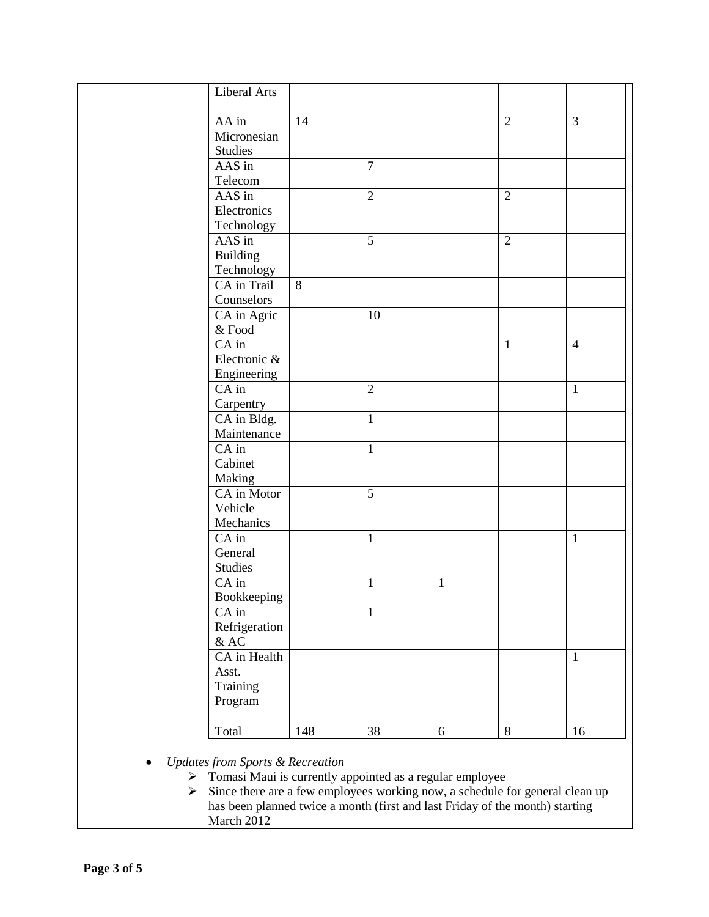| | | | | | |
|---|---|---|---|---|---|
| Liberal Arts | | | | | |
| AA in Micronesian Studies | 14 | | | 2 | 3 |
| AAS in Telecom | | 7 | | | |
| AAS in Electronics Technology | | 2 | | 2 | |
| AAS in Building Technology | | 5 | | 2 | |
| CA in Trail Counselors | 8 | | | | |
| CA in Agric & Food | | 10 | | | |
| CA in Electronic & Engineering | | | | 1 | 4 |
| CA in Carpentry | | 2 | | | 1 |
| CA in Bldg. Maintenance | | 1 | | | |
| CA in Cabinet Making | | 1 | | | |
| CA in Motor Vehicle Mechanics | | 5 | | | |
| CA in General Studies | | 1 | | | 1 |
| CA in Bookkeeping | | 1 | 1 | | |
| CA in Refrigeration & AC | | 1 | | | |
| CA in Health Asst. Training Program | | | | | 1 |
| | | | | | |
| Total | 148 | 38 | 6 | 8 | 16 |

- *Updates from Sports & Recreation*
  - Tomasi Maui is currently appointed as a regular employee
  - Since there are a few employees working now, a schedule for general clean up has been planned twice a month (first and last Friday of the month) starting March 2012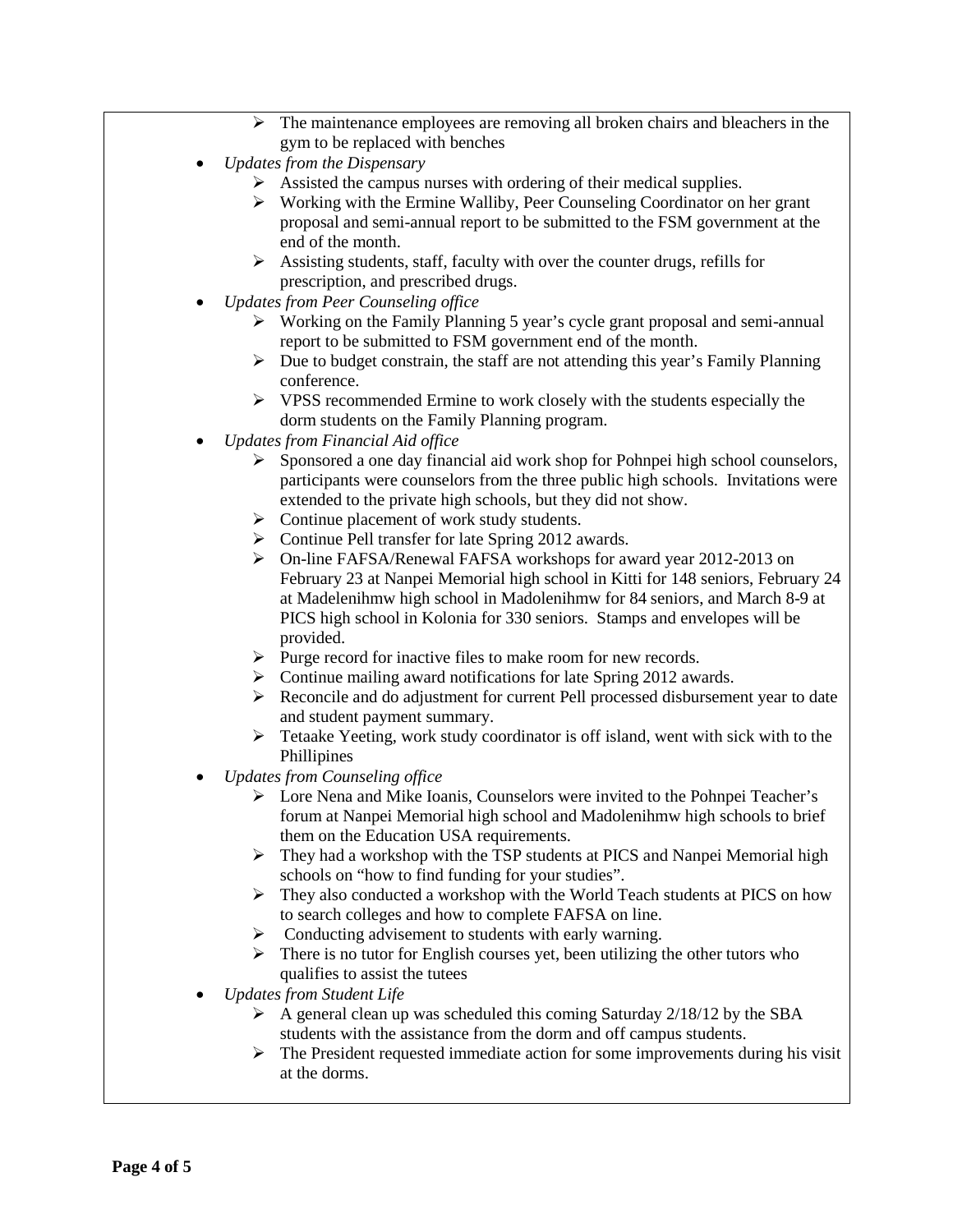- The maintenance employees are removing all broken chairs and bleachers in the gym to be replaced with benches

- *Updates from the Dispensary*
  - Assisted the campus nurses with ordering of their medical supplies.
  - Working with the Ermine Walliby, Peer Counseling Coordinator on her grant proposal and semi-annual report to be submitted to the FSM government at the end of the month.
  - Assisting students, staff, faculty with over the counter drugs, refills for prescription, and prescribed drugs.
- *Updates from Peer Counseling office*
  - Working on the Family Planning 5 year's cycle grant proposal and semi-annual report to be submitted to FSM government end of the month.
  - Due to budget constrain, the staff are not attending this year's Family Planning conference.
  - VPSS recommended Ermine to work closely with the students especially the dorm students on the Family Planning program.
- *Updates from Financial Aid office*
  - Sponsored a one day financial aid work shop for Pohnpei high school counselors, participants were counselors from the three public high schools. Invitations were extended to the private high schools, but they did not show.
  - Continue placement of work study students.
  - Continue Pell transfer for late Spring 2012 awards.
  - On-line FAFSA/Renewal FAFSA workshops for award year 2012-2013 on February 23 at Nanpei Memorial high school in Kitti for 148 seniors, February 24 at Madelenihmw high school in Madolenihmw for 84 seniors, and March 8-9 at PICS high school in Kolonia for 330 seniors. Stamps and envelopes will be provided.
  - Purge record for inactive files to make room for new records.
  - Continue mailing award notifications for late Spring 2012 awards.
  - Reconcile and do adjustment for current Pell processed disbursement year to date and student payment summary.
  - Tetaake Yeeting, work study coordinator is off island, went with sick with to the Phillipines
- *Updates from Counseling office*
  - Lore Nena and Mike Ioanis, Counselors were invited to the Pohnpei Teacher's forum at Nanpei Memorial high school and Madolenihmw high schools to brief them on the Education USA requirements.
  - They had a workshop with the TSP students at PICS and Nanpei Memorial high schools on "how to find funding for your studies".
  - They also conducted a workshop with the World Teach students at PICS on how to search colleges and how to complete FAFSA on line.
  - Conducting advisement to students with early warning.
  - There is no tutor for English courses yet, been utilizing the other tutors who qualifies to assist the tutees
- *Updates from Student Life*
  - A general clean up was scheduled this coming Saturday 2/18/12 by the SBA students with the assistance from the dorm and off campus students.
  - The President requested immediate action for some improvements during his visit at the dorms.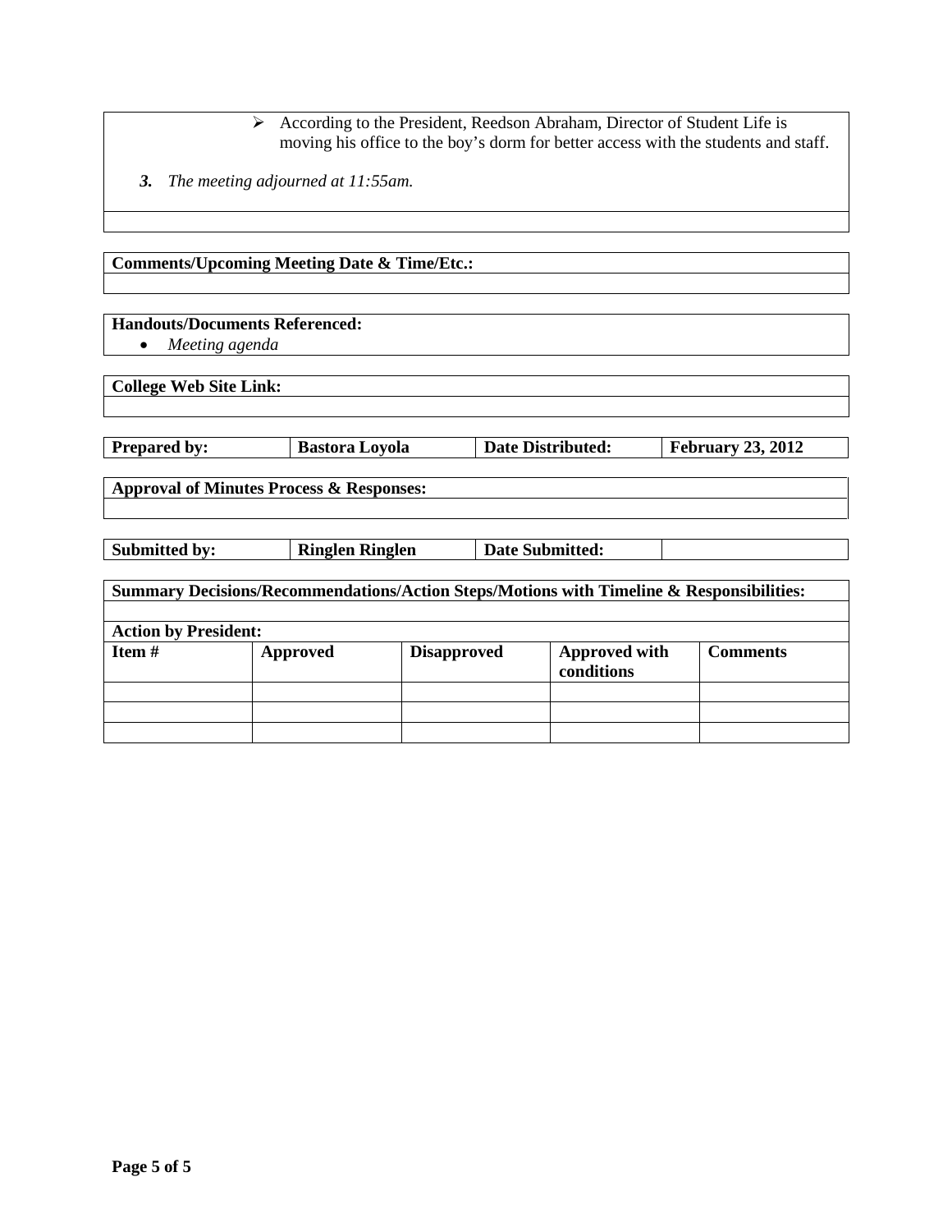- According to the President, Reedson Abraham, Director of Student Life is moving his office to the boy's dorm for better access with the students and staff.

***3.*** *The meeting adjourned at 11:55am.*

**Comments/Upcoming Meeting Date & Time/Etc.:**

**Handouts/Documents Referenced:**

- *Meeting agenda*

**College Web Site Link:**

| **Prepared by:** | **Bastora Loyola** | **Date Distributed:** | **February 23, 2012** |
|---|---|---|---|

**Approval of Minutes Process & Responses:**

| **Submitted by:** | **Ringlen Ringlen** | **Date Submitted:** | |
|---|---|---|---|

**Summary Decisions/Recommendations/Action Steps/Motions with Timeline & Responsibilities:**

**Action by President:**

| **Item #** | **Approved** | **Disapproved** | **Approved with conditions** | **Comments** |
|---|---|---|---|---|
| | | | | |
| | | | | |
| | | | | |